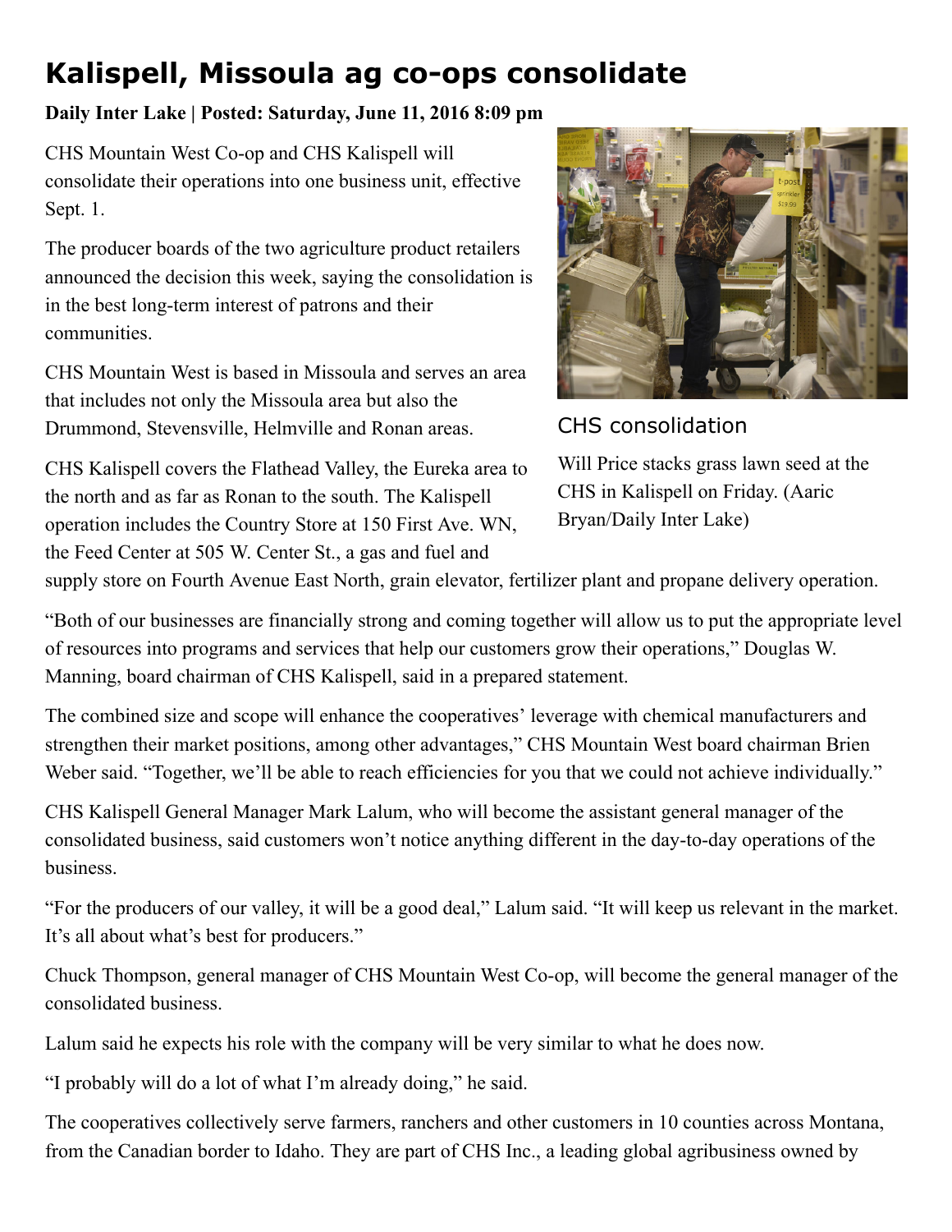# Kalispell, Missoula ag co-ops consolidate

**Daily Inter Lake | Posted: Saturday, June 11, 2016 8:09 pm**

CHS Mountain West Co-op and CHS Kalispell will consolidate their operations into one business unit, effective Sept. 1.

The producer boards of the two agriculture product retailers announced the decision this week, saying the consolidation is in the best long-term interest of patrons and their communities.

CHS Mountain West is based in Missoula and serves an area that includes not only the Missoula area but also the Drummond, Stevensville, Helmville and Ronan areas.

CHS Kalispell covers the Flathead Valley, the Eureka area to the north and as far as Ronan to the south. The Kalispell operation includes the Country Store at 150 First Ave. WN, the Feed Center at 505 W. Center St., a gas and fuel and supply store on Fourth Avenue East North, grain elevator, fertilizer plant and propane delivery operation.

CHS consolidation

Will Price stacks grass lawn seed at the CHS in Kalispell on Friday. (Aaric Bryan/Daily Inter Lake)

"Both of our businesses are financially strong and coming together will allow us to put the appropriate level of resources into programs and services that help our customers grow their operations," Douglas W. Manning, board chairman of CHS Kalispell, said in a prepared statement.

The combined size and scope will enhance the cooperatives' leverage with chemical manufacturers and strengthen their market positions, among other advantages," CHS Mountain West board chairman Brien Weber said. "Together, we'll be able to reach efficiencies for you that we could not achieve individually."

CHS Kalispell General Manager Mark Lalum, who will become the assistant general manager of the consolidated business, said customers won't notice anything different in the day-to-day operations of the business.

"For the producers of our valley, it will be a good deal," Lalum said. "It will keep us relevant in the market. It's all about what's best for producers."

Chuck Thompson, general manager of CHS Mountain West Co-op, will become the general manager of the consolidated business.

Lalum said he expects his role with the company will be very similar to what he does now.

"I probably will do a lot of what I'm already doing," he said.

The cooperatives collectively serve farmers, ranchers and other customers in 10 counties across Montana, from the Canadian border to Idaho. They are part of CHS Inc., a leading global agribusiness owned by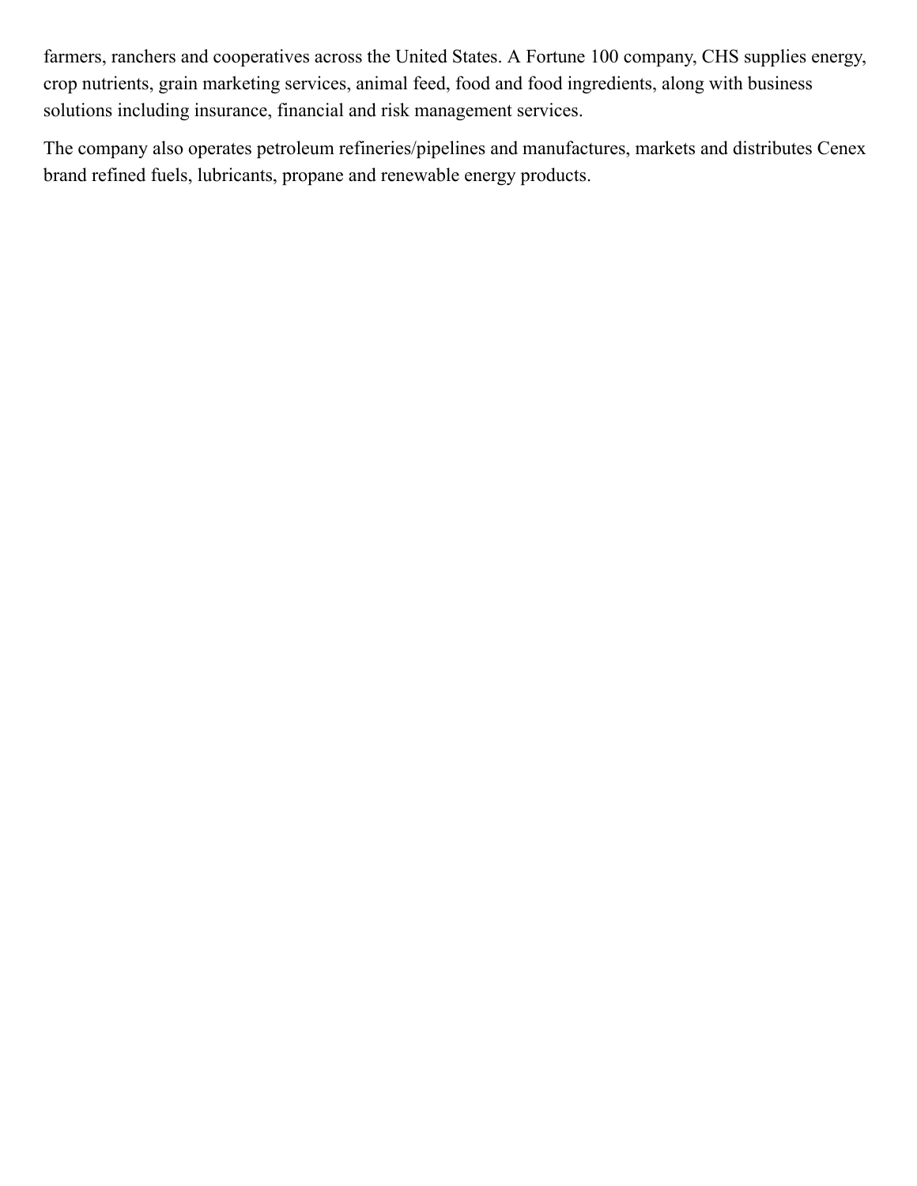farmers, ranchers and cooperatives across the United States. A Fortune 100 company, CHS supplies energy, crop nutrients, grain marketing services, animal feed, food and food ingredients, along with business solutions including insurance, financial and risk management services.

The company also operates petroleum refineries/pipelines and manufactures, markets and distributes Cenex brand refined fuels, lubricants, propane and renewable energy products.